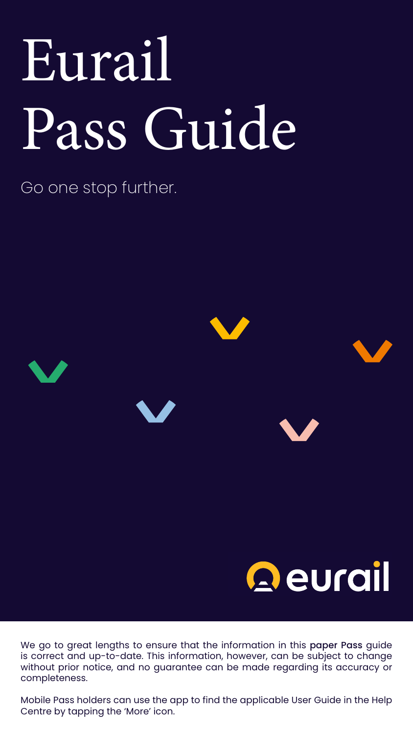# Eurail Pass Guide

Go one stop further.

eurail

We go to great lengths to ensure that the information in this paper Pass guide is correct and up-to-date. This information, however, can be subject to change without prior notice, and no guarantee can be made regarding its accuracy or completeness.

Mobile Pass holders can use the app to find the applicable User Guide in the Help Centre by tapping the 'More' icon.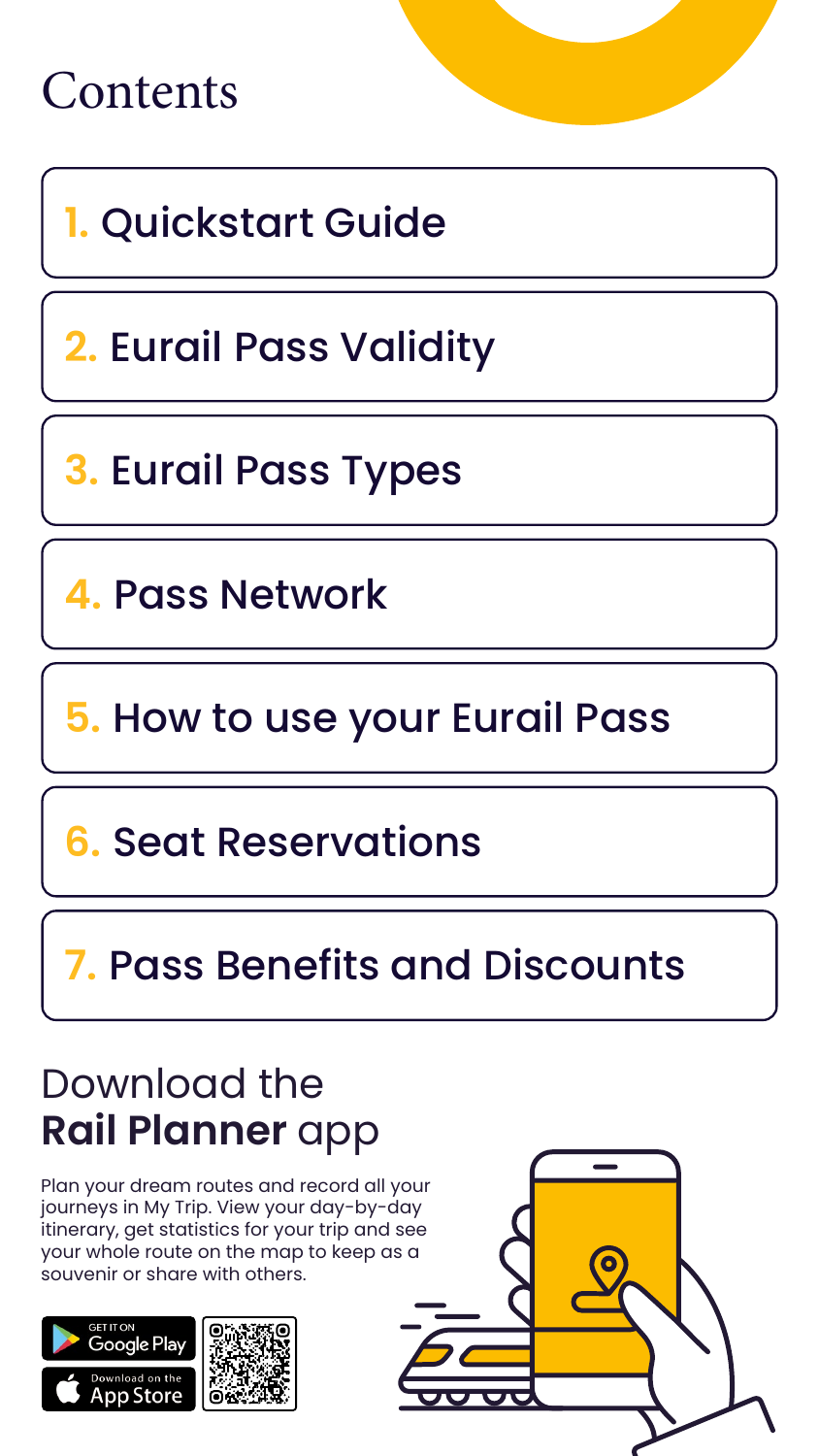# Contents

1. Quickstart Guide
2. Eurail Pass Validity
3. Eurail Pass Types
4. Pass Network
5. How to use your Eurail Pass
6. Seat Reservations
7. Pass Benefits and Discounts

## Download the **Rail Planner** app

Plan your dream routes and record all your journeys in My Trip. View your day-by-day itinerary, get statistics for your trip and see your whole route on the map to keep as a souvenir or share with others.

GET IT ON Google Play

Download on the App Store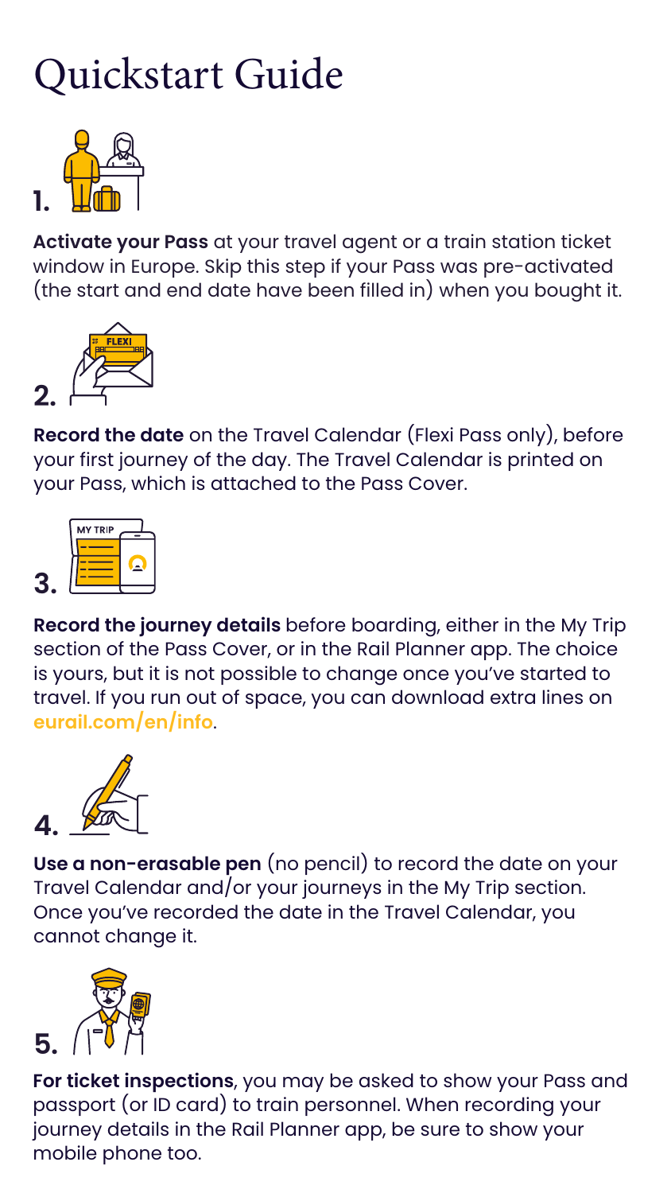# Quickstart Guide

1. **Activate your Pass** at your travel agent or a train station ticket window in Europe. Skip this step if your Pass was pre-activated (the start and end date have been filled in) when you bought it.

2. **Record the date** on the Travel Calendar (Flexi Pass only), before your first journey of the day. The Travel Calendar is printed on your Pass, which is attached to the Pass Cover.

3. **Record the journey details** before boarding, either in the My Trip section of the Pass Cover, or in the Rail Planner app. The choice is yours, but it is not possible to change once you've started to travel. If you run out of space, you can download extra lines on **eurail.com/en/info**.

4. **Use a non-erasable pen** (no pencil) to record the date on your Travel Calendar and/or your journeys in the My Trip section. Once you've recorded the date in the Travel Calendar, you cannot change it.

5. **For ticket inspections**, you may be asked to show your Pass and passport (or ID card) to train personnel. When recording your journey details in the Rail Planner app, be sure to show your mobile phone too.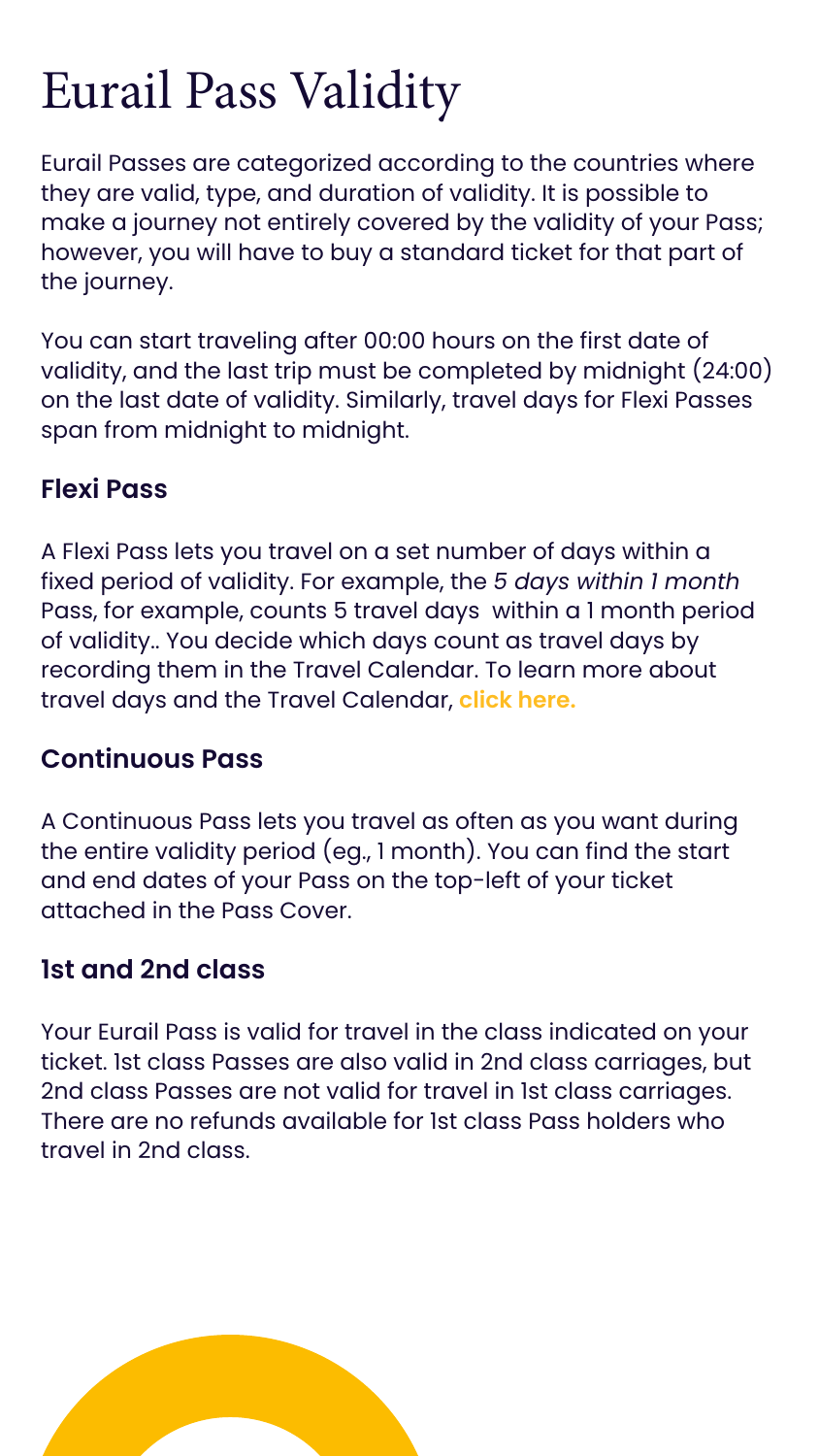# Eurail Pass Validity

Eurail Passes are categorized according to the countries where they are valid, type, and duration of validity. It is possible to make a journey not entirely covered by the validity of your Pass; however, you will have to buy a standard ticket for that part of the journey.

You can start traveling after 00:00 hours on the first date of validity, and the last trip must be completed by midnight (24:00) on the last date of validity. Similarly, travel days for Flexi Passes span from midnight to midnight.

### Flexi Pass

A Flexi Pass lets you travel on a set number of days within a fixed period of validity. For example, the *5 days within 1 month* Pass, for example, counts 5 travel days within a 1 month period of validity.. You decide which days count as travel days by recording them in the Travel Calendar. To learn more about travel days and the Travel Calendar, **click here.**

### Continuous Pass

A Continuous Pass lets you travel as often as you want during the entire validity period (eg., 1 month). You can find the start and end dates of your Pass on the top-left of your ticket attached in the Pass Cover.

### 1st and 2nd class

Your Eurail Pass is valid for travel in the class indicated on your ticket. 1st class Passes are also valid in 2nd class carriages, but 2nd class Passes are not valid for travel in 1st class carriages. There are no refunds available for 1st class Pass holders who travel in 2nd class.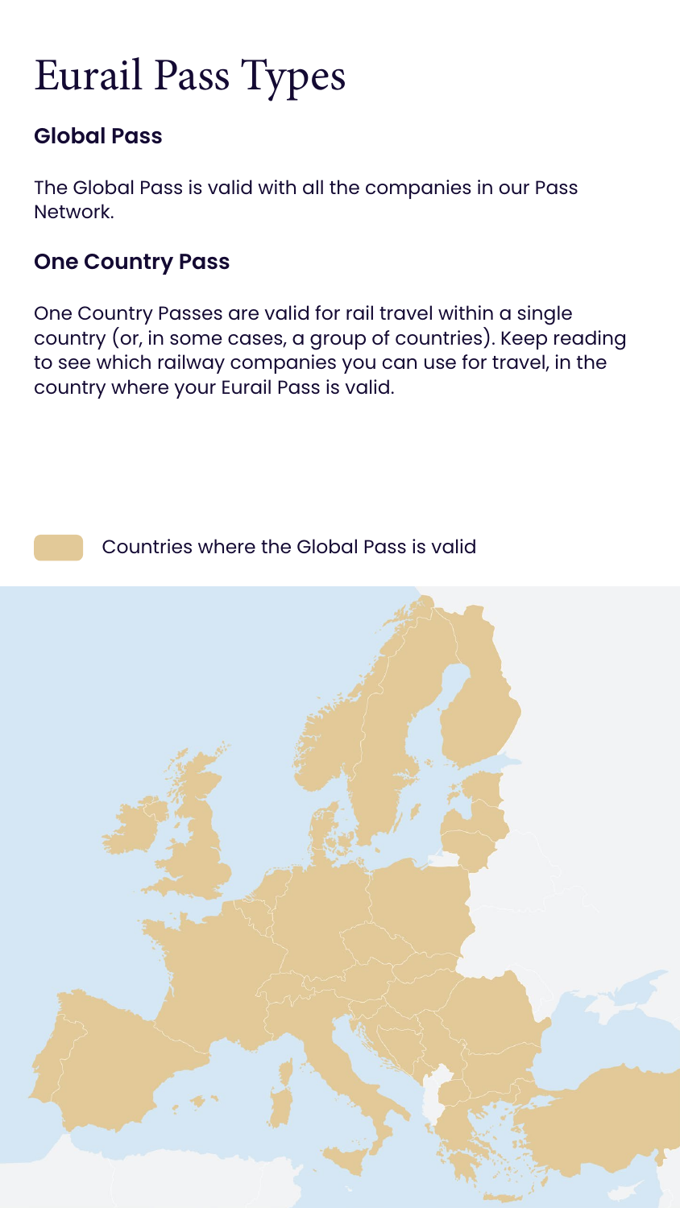# Eurail Pass Types

### Global Pass

The Global Pass is valid with all the companies in our Pass Network.

### One Country Pass

One Country Passes are valid for rail travel within a single country (or, in some cases, a group of countries). Keep reading to see which railway companies you can use for travel, in the country where your Eurail Pass is valid.

Countries where the Global Pass is valid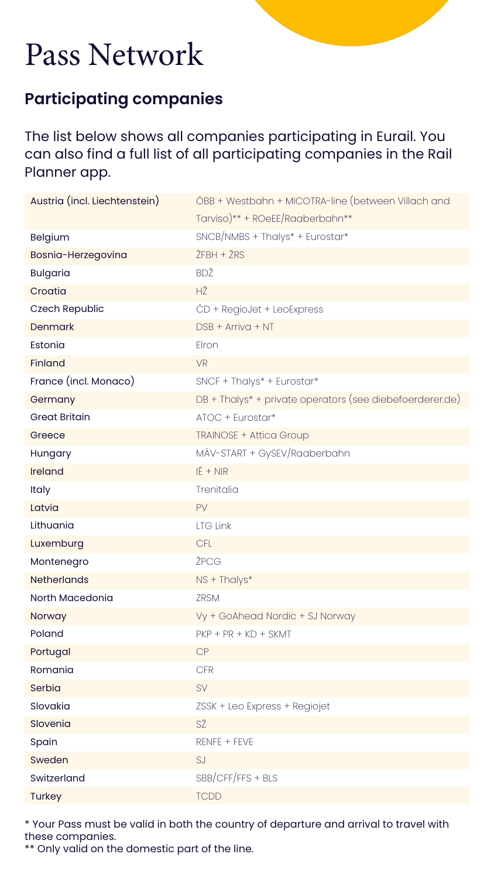# Pass Network

## Participating companies

The list below shows all companies participating in Eurail. You can also find a full list of all participating companies in the Rail Planner app.

| Country | Companies |
| --- | --- |
| Austria (incl. Liechtenstein) | ÖBB + Westbahn + MICOTRA-line (between Villach and Tarviso)** + ROeEE/Raaberbahn** |
| Belgium | SNCB/NMBS + Thalys* + Eurostar* |
| Bosnia-Herzegovina | ŽFBH + ŽRS |
| Bulgaria | BDŽ |
| Croatia | HŽ |
| Czech Republic | ČD + RegioJet + LeoExpress |
| Denmark | DSB + Arriva + NT |
| Estonia | Elron |
| Finland | VR |
| France (incl. Monaco) | SNCF + Thalys* + Eurostar* |
| Germany | DB + Thalys* + private operators (see diebefoerderer.de) |
| Great Britain | ATOC + Eurostar* |
| Greece | TRAINOSE + Attica Group |
| Hungary | MÁV-START + GySEV/Raaberbahn |
| Ireland | IÉ + NIR |
| Italy | Trenitalia |
| Latvia | PV |
| Lithuania | LTG Link |
| Luxemburg | CFL |
| Montenegro | ŽPCG |
| Netherlands | NS + Thalys* |
| North Macedonia | ZRSM |
| Norway | Vy + GoAhead Nordic + SJ Norway |
| Poland | PKP + PR + KD + SKMT |
| Portugal | CP |
| Romania | CFR |
| Serbia | SV |
| Slovakia | ZSSK + Leo Express + Regiojet |
| Slovenia | SŽ |
| Spain | RENFE + FEVE |
| Sweden | SJ |
| Switzerland | SBB/CFF/FFS + BLS |
| Turkey | TCDD |

* Your Pass must be valid in both the country of departure and arrival to travel with these companies.
** Only valid on the domestic part of the line.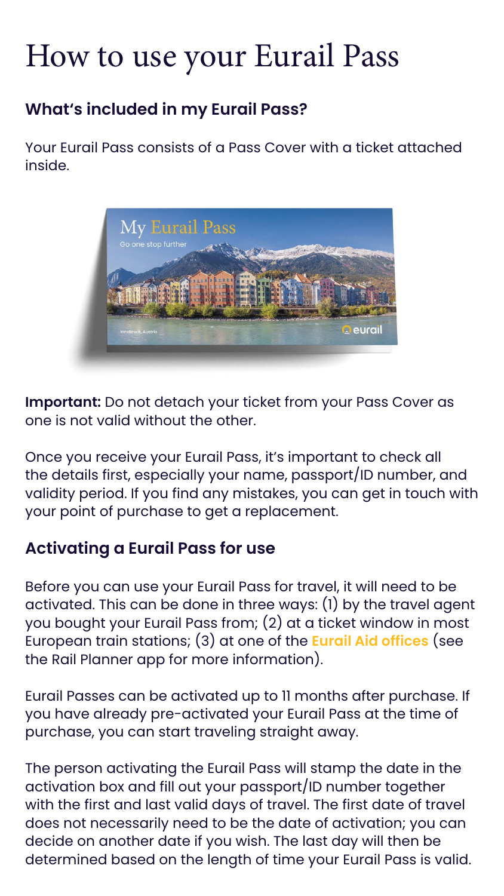# How to use your Eurail Pass

## What's included in my Eurail Pass?

Your Eurail Pass consists of a Pass Cover with a ticket attached inside.

**Important:** Do not detach your ticket from your Pass Cover as one is not valid without the other.

Once you receive your Eurail Pass, it's important to check all the details first, especially your name, passport/ID number, and validity period. If you find any mistakes, you can get in touch with your point of purchase to get a replacement.

## Activating a Eurail Pass for use

Before you can use your Eurail Pass for travel, it will need to be activated. This can be done in three ways: (1) by the travel agent you bought your Eurail Pass from; (2) at a ticket window in most European train stations; (3) at one of the **Eurail Aid offices** (see the Rail Planner app for more information).

Eurail Passes can be activated up to 11 months after purchase. If you have already pre-activated your Eurail Pass at the time of purchase, you can start traveling straight away.

The person activating the Eurail Pass will stamp the date in the activation box and fill out your passport/ID number together with the first and last valid days of travel. The first date of travel does not necessarily need to be the date of activation; you can decide on another date if you wish. The last day will then be determined based on the length of time your Eurail Pass is valid.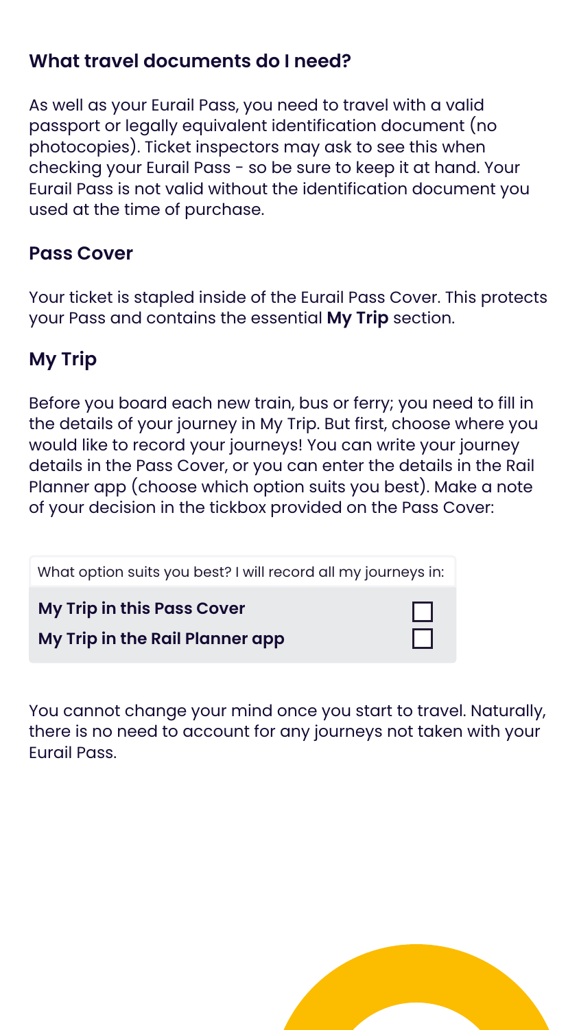## What travel documents do I need?

As well as your Eurail Pass, you need to travel with a valid passport or legally equivalent identification document (no photocopies). Ticket inspectors may ask to see this when checking your Eurail Pass - so be sure to keep it at hand. Your Eurail Pass is not valid without the identification document you used at the time of purchase.

### Pass Cover

Your ticket is stapled inside of the Eurail Pass Cover. This protects your Pass and contains the essential **My Trip** section.

### My Trip

Before you board each new train, bus or ferry; you need to fill in the details of your journey in My Trip. But first, choose where you would like to record your journeys! You can write your journey details in the Pass Cover, or you can enter the details in the Rail Planner app (choose which option suits you best). Make a note of your decision in the tickbox provided on the Pass Cover:

| What option suits you best? I will record all my journeys in: | |
|---|---|
| **My Trip in this Pass Cover** | ☐ |
| **My Trip in the Rail Planner app** | ☐ |

You cannot change your mind once you start to travel. Naturally, there is no need to account for any journeys not taken with your Eurail Pass.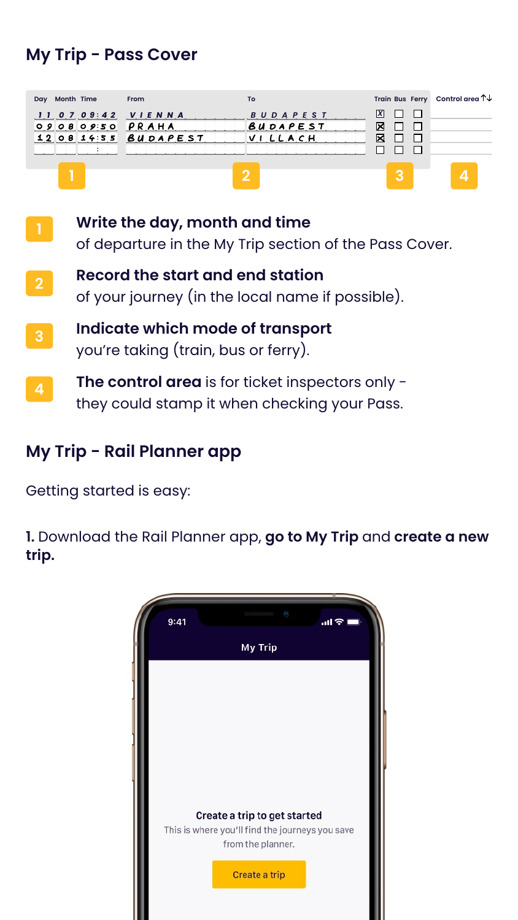## My Trip - Pass Cover

| Day | Month | Time | From | To | Train | Bus | Ferry | Control area ↑↓ |
|---|---|---|---|---|---|---|---|---|
| 11 | 07 | 09:42 | VIENNA | BUDAPEST | ☒ | ☐ | ☐ | |
| 09 | 08 | 09:50 | PRAHA | BUDAPEST | ☒ | ☐ | ☐ | |
| 12 | 08 | 14:55 | BUDAPEST | VILLACH | ☒ | ☐ | ☐ | |
| | | : | | | ☐ | ☐ | ☐ | |

1. **Write the day, month and time** of departure in the My Trip section of the Pass Cover.
2. **Record the start and end station** of your journey (in the local name if possible).
3. **Indicate which mode of transport** you're taking (train, bus or ferry).
4. **The control area** is for ticket inspectors only - they could stamp it when checking your Pass.

## My Trip - Rail Planner app

Getting started is easy:

**1.** Download the Rail Planner app, **go to My Trip** and **create a new trip.**

9:41

My Trip

**Create a trip to get started**

This is where you'll find the journeys you save from the planner.

Create a trip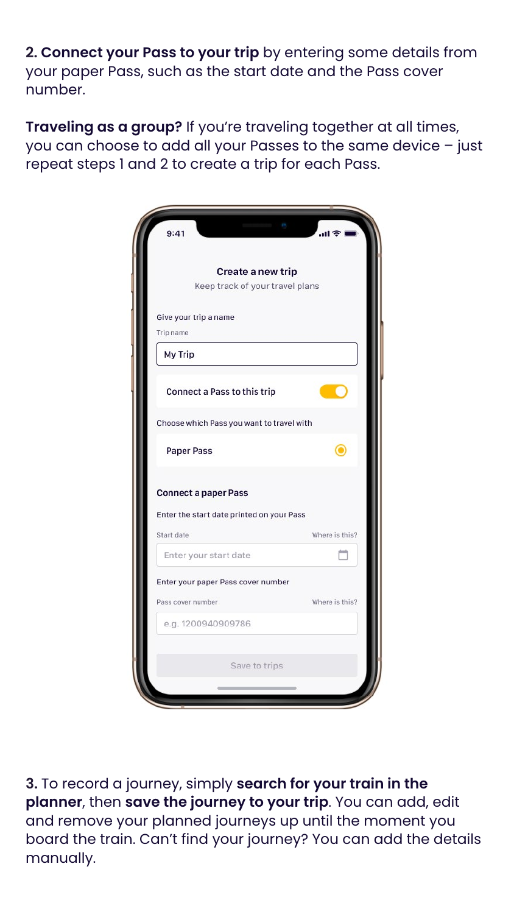**2. Connect your Pass to your trip** by entering some details from your paper Pass, such as the start date and the Pass cover number.

**Traveling as a group?** If you're traveling together at all times, you can choose to add all your Passes to the same device – just repeat steps 1 and 2 to create a trip for each Pass.

9:41

**Create a new trip**

Keep track of your travel plans

Give your trip a name

Trip name

My Trip

Connect a Pass to this trip

Choose which Pass you want to travel with

Paper Pass

**Connect a paper Pass**

Enter the start date printed on your Pass

Start date — Where is this?

Enter your start date

Enter your paper Pass cover number

Pass cover number — Where is this?

e.g. 1200940909786

Save to trips

**3.** To record a journey, simply **search for your train in the planner**, then **save the journey to your trip**. You can add, edit and remove your planned journeys up until the moment you board the train. Can't find your journey? You can add the details manually.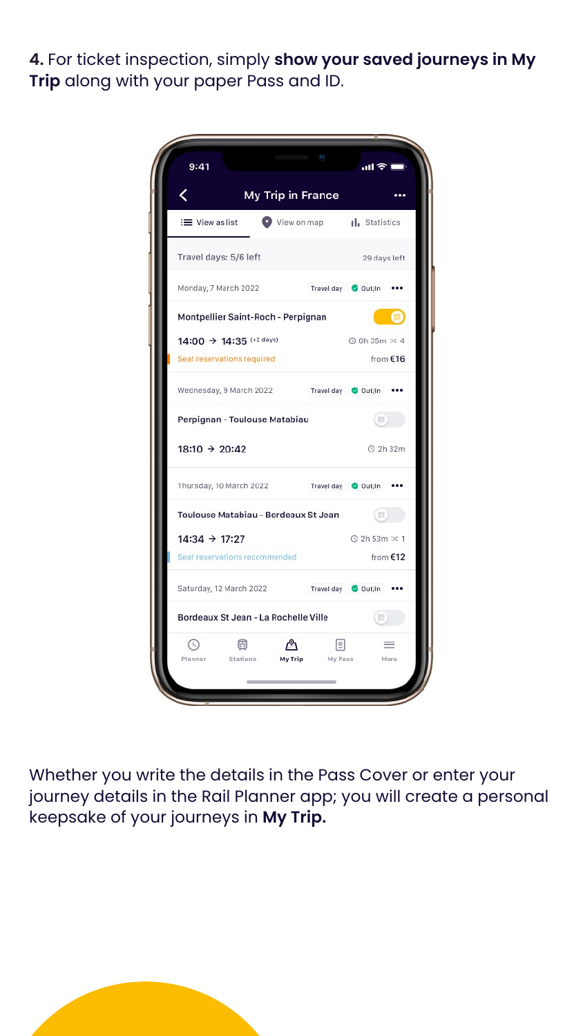**4.** For ticket inspection, simply **show your saved journeys in My Trip** along with your paper Pass and ID.

Whether you write the details in the Pass Cover or enter your journey details in the Rail Planner app; you will create a personal keepsake of your journeys in **My Trip.**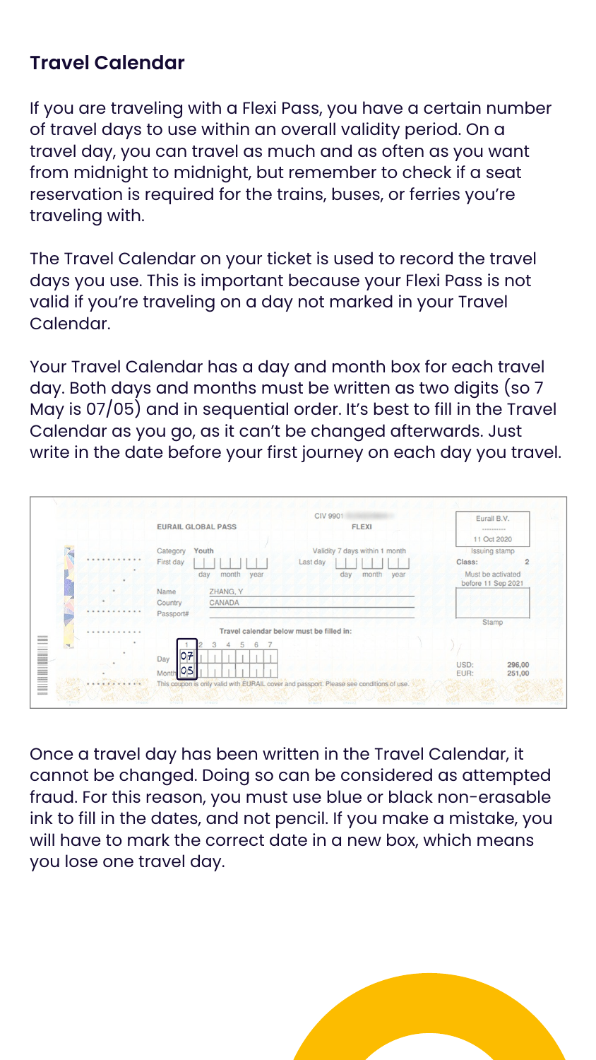## Travel Calendar

If you are traveling with a Flexi Pass, you have a certain number of travel days to use within an overall validity period. On a travel day, you can travel as much and as often as you want from midnight to midnight, but remember to check if a seat reservation is required for the trains, buses, or ferries you're traveling with.

The Travel Calendar on your ticket is used to record the travel days you use. This is important because your Flexi Pass is not valid if you're traveling on a day not marked in your Travel Calendar.

Your Travel Calendar has a day and month box for each travel day. Both days and months must be written as two digits (so 7 May is 07/05) and in sequential order. It's best to fill in the Travel Calendar as you go, as it can't be changed afterwards. Just write in the date before your first journey on each day you travel.

Once a travel day has been written in the Travel Calendar, it cannot be changed. Doing so can be considered as attempted fraud. For this reason, you must use blue or black non-erasable ink to fill in the dates, and not pencil. If you make a mistake, you will have to mark the correct date in a new box, which means you lose one travel day.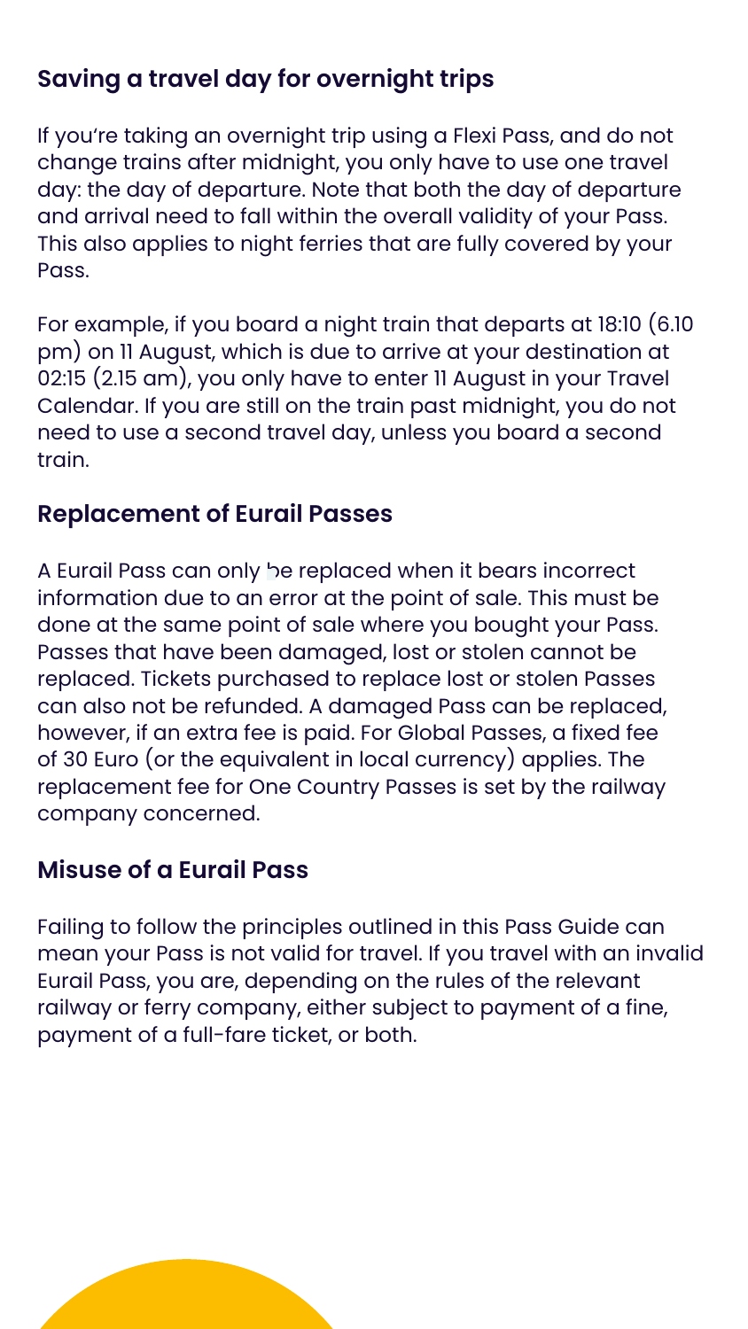## Saving a travel day for overnight trips

If you're taking an overnight trip using a Flexi Pass, and do not change trains after midnight, you only have to use one travel day: the day of departure. Note that both the day of departure and arrival need to fall within the overall validity of your Pass. This also applies to night ferries that are fully covered by your Pass.

For example, if you board a night train that departs at 18:10 (6.10 pm) on 11 August, which is due to arrive at your destination at 02:15 (2.15 am), you only have to enter 11 August in your Travel Calendar. If you are still on the train past midnight, you do not need to use a second travel day, unless you board a second train.

## Replacement of Eurail Passes

A Eurail Pass can only be replaced when it bears incorrect information due to an error at the point of sale. This must be done at the same point of sale where you bought your Pass. Passes that have been damaged, lost or stolen cannot be replaced. Tickets purchased to replace lost or stolen Passes can also not be refunded. A damaged Pass can be replaced, however, if an extra fee is paid. For Global Passes, a fixed fee of 30 Euro (or the equivalent in local currency) applies. The replacement fee for One Country Passes is set by the railway company concerned.

## Misuse of a Eurail Pass

Failing to follow the principles outlined in this Pass Guide can mean your Pass is not valid for travel. If you travel with an invalid Eurail Pass, you are, depending on the rules of the relevant railway or ferry company, either subject to payment of a fine, payment of a full-fare ticket, or both.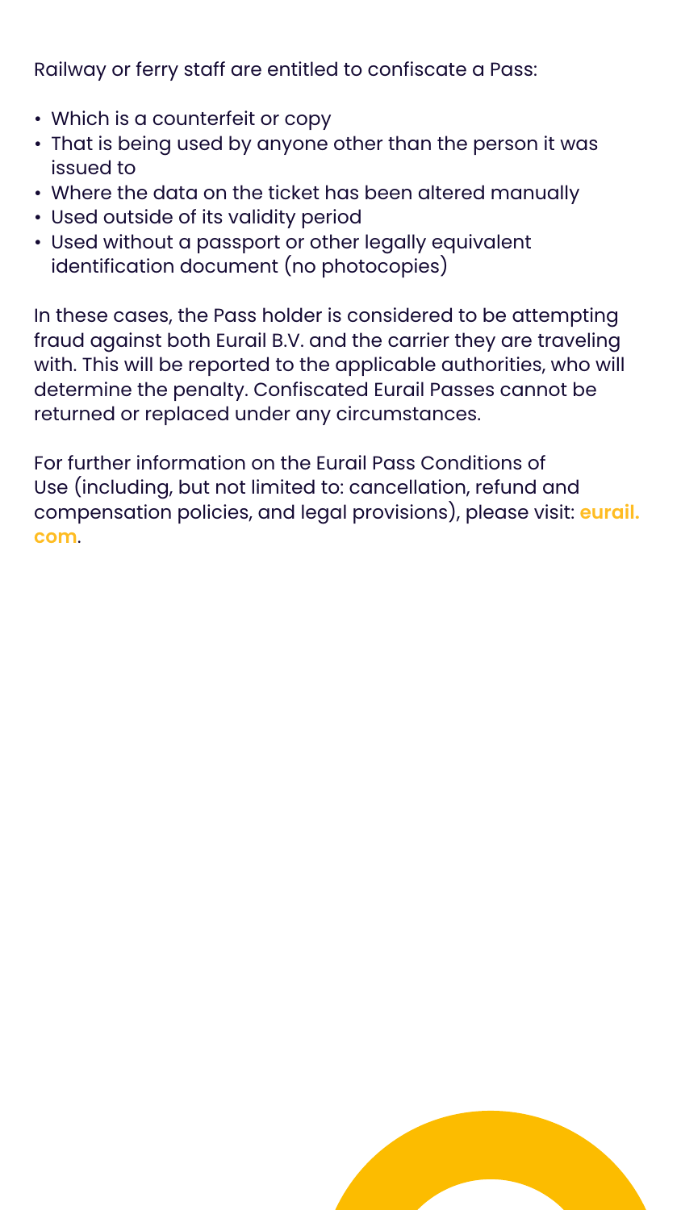Railway or ferry staff are entitled to confiscate a Pass:

- Which is a counterfeit or copy
- That is being used by anyone other than the person it was issued to
- Where the data on the ticket has been altered manually
- Used outside of its validity period
- Used without a passport or other legally equivalent identification document (no photocopies)

In these cases, the Pass holder is considered to be attempting fraud against both Eurail B.V. and the carrier they are traveling with. This will be reported to the applicable authorities, who will determine the penalty. Confiscated Eurail Passes cannot be returned or replaced under any circumstances.

For further information on the Eurail Pass Conditions of Use (including, but not limited to: cancellation, refund and compensation policies, and legal provisions), please visit: **eurail.com**.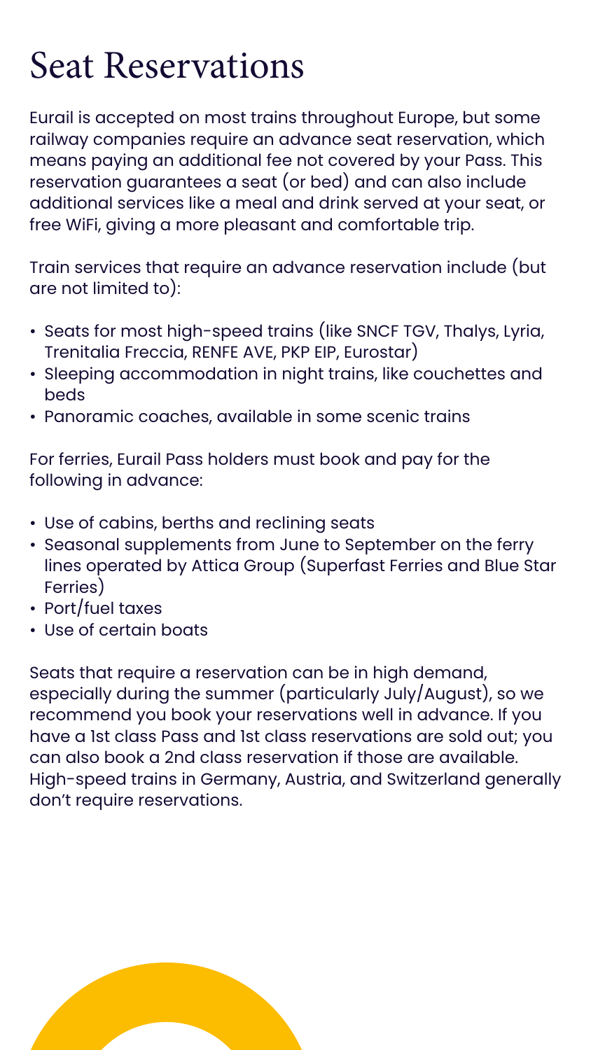# Seat Reservations

Eurail is accepted on most trains throughout Europe, but some railway companies require an advance seat reservation, which means paying an additional fee not covered by your Pass. This reservation guarantees a seat (or bed) and can also include additional services like a meal and drink served at your seat, or free WiFi, giving a more pleasant and comfortable trip.

Train services that require an advance reservation include (but are not limited to):

- Seats for most high-speed trains (like SNCF TGV, Thalys, Lyria, Trenitalia Freccia, RENFE AVE, PKP EIP, Eurostar)
- Sleeping accommodation in night trains, like couchettes and beds
- Panoramic coaches, available in some scenic trains

For ferries, Eurail Pass holders must book and pay for the following in advance:

- Use of cabins, berths and reclining seats
- Seasonal supplements from June to September on the ferry lines operated by Attica Group (Superfast Ferries and Blue Star Ferries)
- Port/fuel taxes
- Use of certain boats

Seats that require a reservation can be in high demand, especially during the summer (particularly July/August), so we recommend you book your reservations well in advance. If you have a 1st class Pass and 1st class reservations are sold out; you can also book a 2nd class reservation if those are available. High-speed trains in Germany, Austria, and Switzerland generally don't require reservations.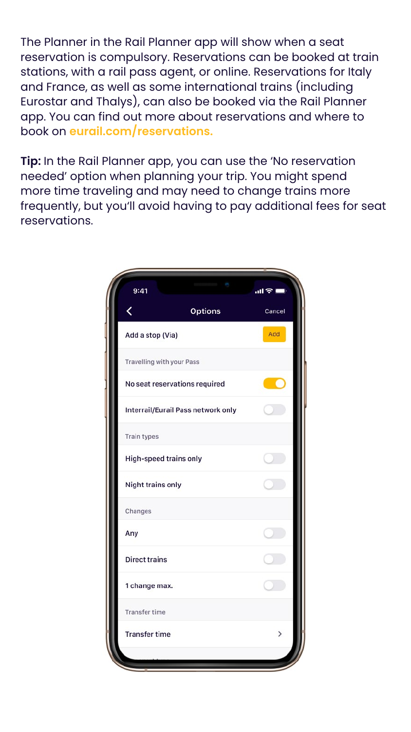The Planner in the Rail Planner app will show when a seat reservation is compulsory. Reservations can be booked at train stations, with a rail pass agent, or online. Reservations for Italy and France, as well as some international trains (including Eurostar and Thalys), can also be booked via the Rail Planner app. You can find out more about reservations and where to book on **eurail.com/reservations.**

**Tip:** In the Rail Planner app, you can use the 'No reservation needed' option when planning your trip. You might spend more time traveling and may need to change trains more frequently, but you'll avoid having to pay additional fees for seat reservations.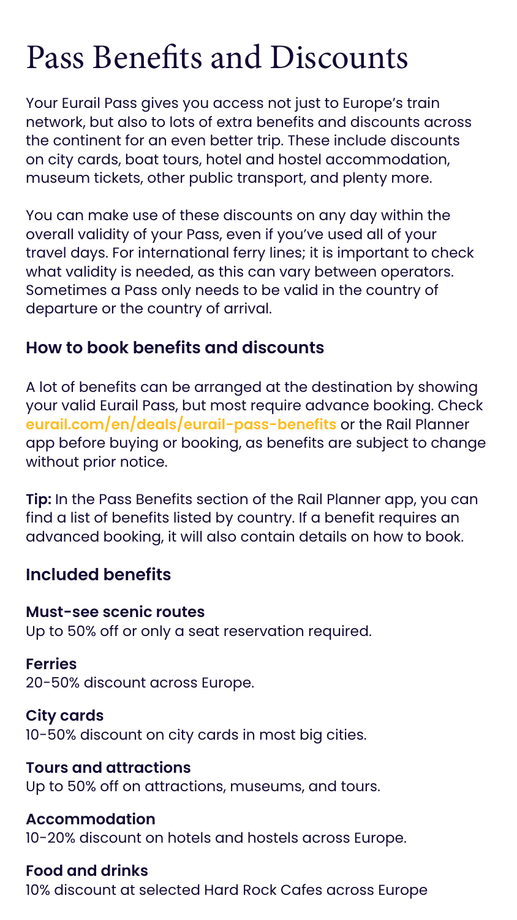# Pass Benefits and Discounts

Your Eurail Pass gives you access not just to Europe's train network, but also to lots of extra benefits and discounts across the continent for an even better trip. These include discounts on city cards, boat tours, hotel and hostel accommodation, museum tickets, other public transport, and plenty more.

You can make use of these discounts on any day within the overall validity of your Pass, even if you've used all of your travel days. For international ferry lines; it is important to check what validity is needed, as this can vary between operators. Sometimes a Pass only needs to be valid in the country of departure or the country of arrival.

## How to book benefits and discounts

A lot of benefits can be arranged at the destination by showing your valid Eurail Pass, but most require advance booking. Check **eurail.com/en/deals/eurail-pass-benefits** or the Rail Planner app before buying or booking, as benefits are subject to change without prior notice.

**Tip:** In the Pass Benefits section of the Rail Planner app, you can find a list of benefits listed by country. If a benefit requires an advanced booking, it will also contain details on how to book.

## Included benefits

**Must-see scenic routes**
Up to 50% off or only a seat reservation required.

**Ferries**
20-50% discount across Europe.

**City cards**
10-50% discount on city cards in most big cities.

**Tours and attractions**
Up to 50% off on attractions, museums, and tours.

**Accommodation**
10-20% discount on hotels and hostels across Europe.

**Food and drinks**
10% discount at selected Hard Rock Cafes across Europe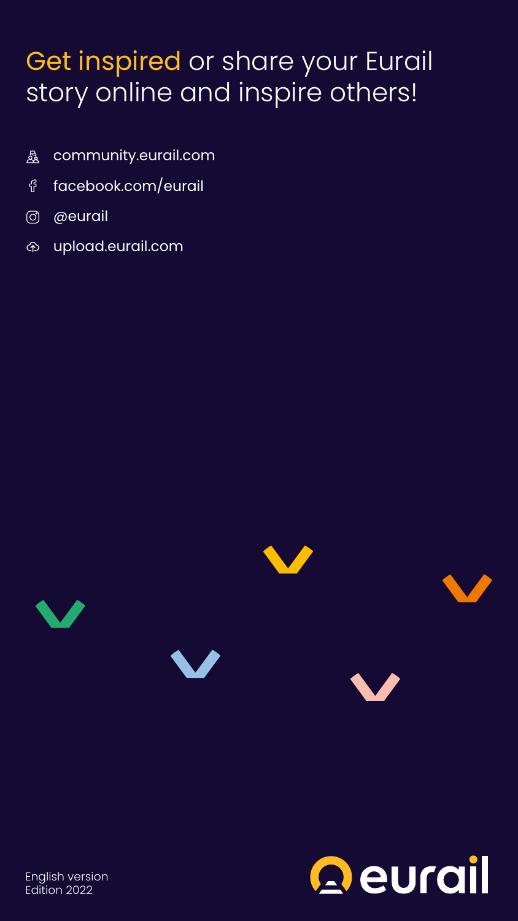# Get inspired or share your Eurail story online and inspire others!

- community.eurail.com
- facebook.com/eurail
- @eurail
- upload.eurail.com

English version
Edition 2022

eurail